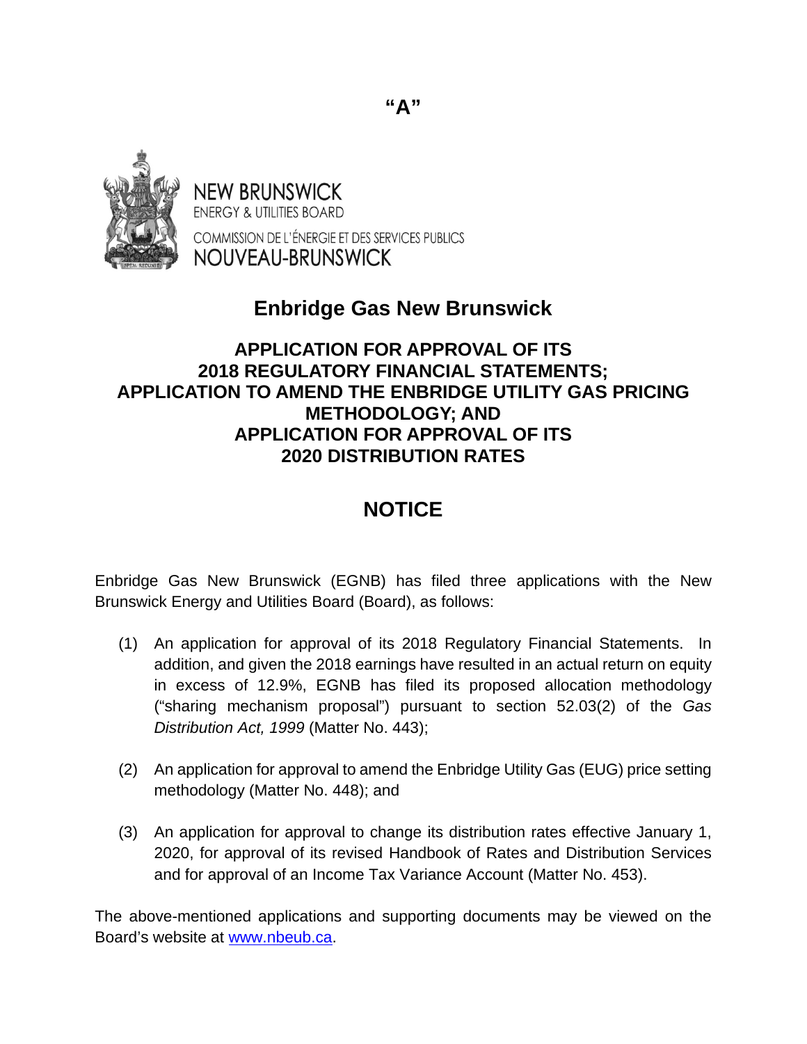**"A"**

NEW BRUNSWICK
ENERGY & UTILITIES BOARD
COMMISSION DE L'ÉNERGIE ET DES SERVICES PUBLICS
NOUVEAU-BRUNSWICK

# Enbridge Gas New Brunswick

## APPLICATION FOR APPROVAL OF ITS 2018 REGULATORY FINANCIAL STATEMENTS; APPLICATION TO AMEND THE ENBRIDGE UTILITY GAS PRICING METHODOLOGY; AND APPLICATION FOR APPROVAL OF ITS 2020 DISTRIBUTION RATES

# NOTICE

Enbridge Gas New Brunswick (EGNB) has filed three applications with the New Brunswick Energy and Utilities Board (Board), as follows:

(1) An application for approval of its 2018 Regulatory Financial Statements. In addition, and given the 2018 earnings have resulted in an actual return on equity in excess of 12.9%, EGNB has filed its proposed allocation methodology ("sharing mechanism proposal") pursuant to section 52.03(2) of the *Gas Distribution Act, 1999* (Matter No. 443);

(2) An application for approval to amend the Enbridge Utility Gas (EUG) price setting methodology (Matter No. 448); and

(3) An application for approval to change its distribution rates effective January 1, 2020, for approval of its revised Handbook of Rates and Distribution Services and for approval of an Income Tax Variance Account (Matter No. 453).

The above-mentioned applications and supporting documents may be viewed on the Board's website at [www.nbeub.ca](http://www.nbeub.ca).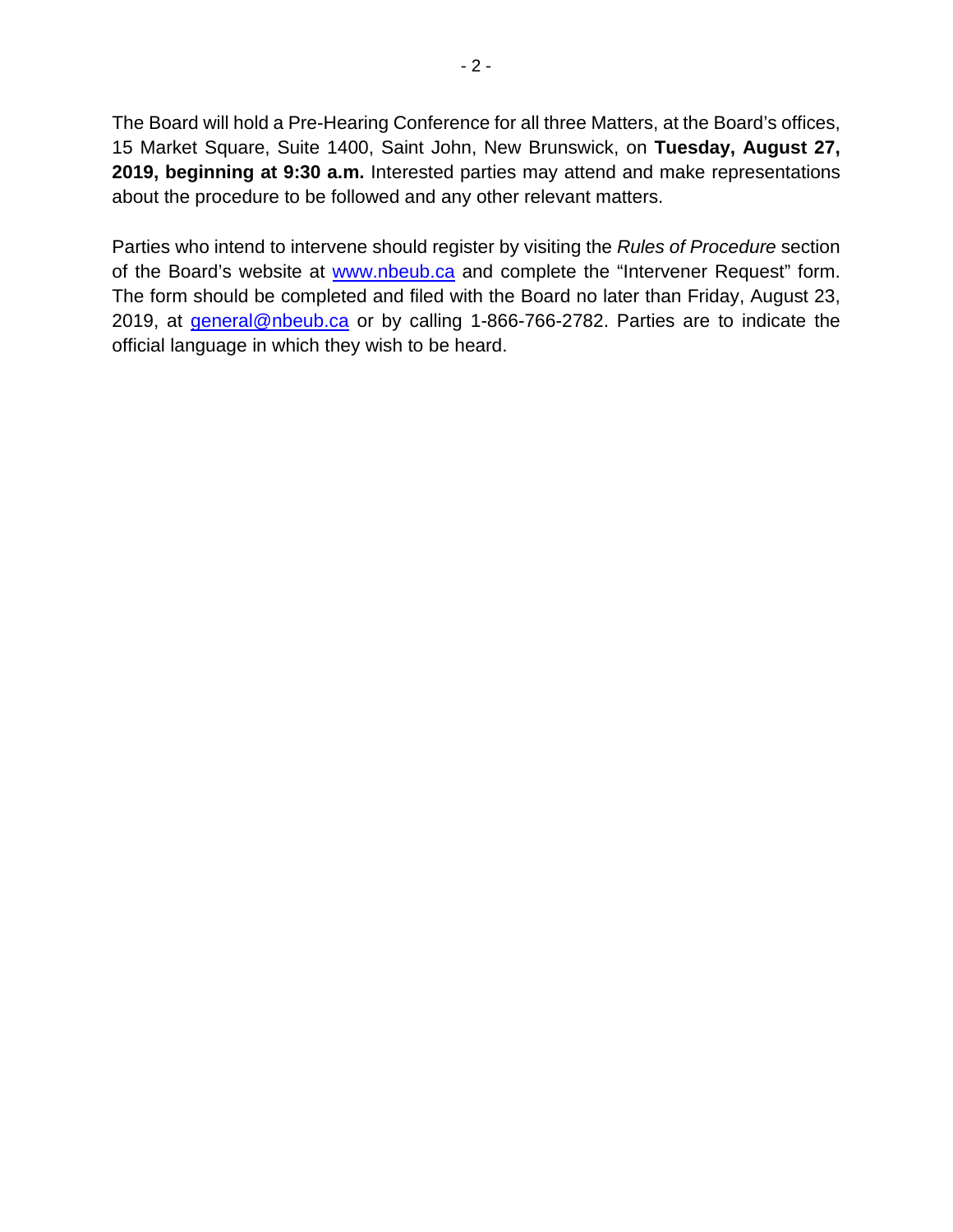The Board will hold a Pre-Hearing Conference for all three Matters, at the Board's offices, 15 Market Square, Suite 1400, Saint John, New Brunswick, on **Tuesday, August 27, 2019, beginning at 9:30 a.m.** Interested parties may attend and make representations about the procedure to be followed and any other relevant matters.

Parties who intend to intervene should register by visiting the *Rules of Procedure* section of the Board's website at [www.nbeub.ca](http://www.nbeub.ca) and complete the "Intervener Request" form. The form should be completed and filed with the Board no later than Friday, August 23, 2019, at [general@nbeub.ca](mailto:general@nbeub.ca) or by calling 1-866-766-2782. Parties are to indicate the official language in which they wish to be heard.